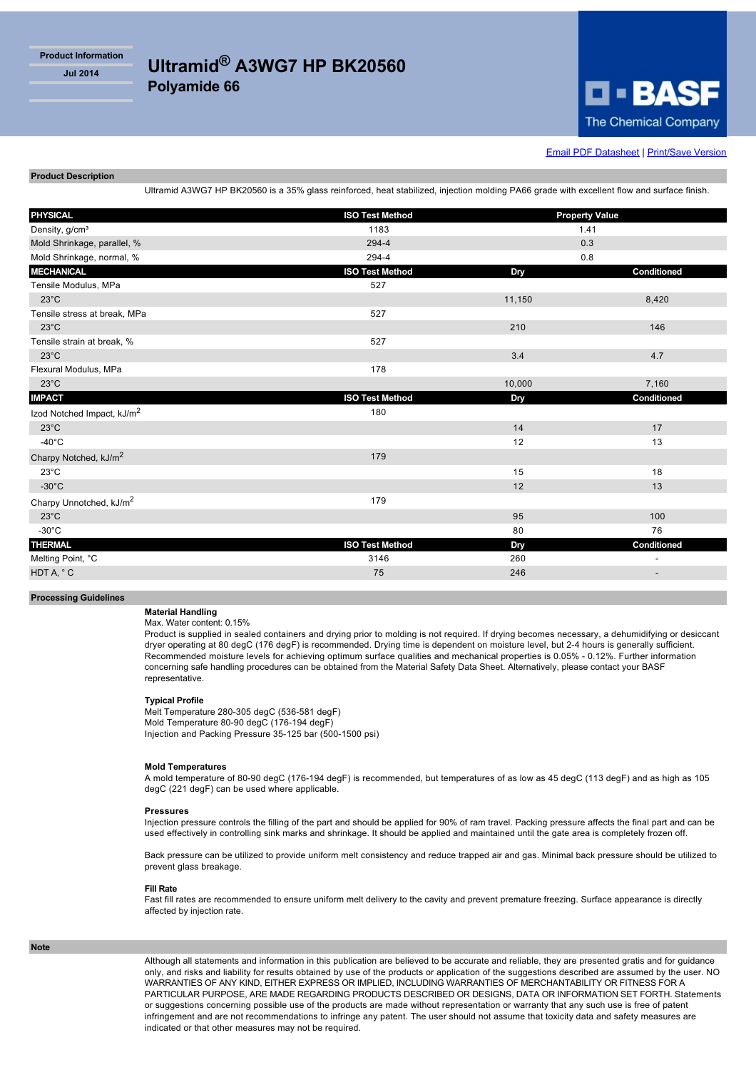Product Information

Jul 2014

# Ultramid® A3WG7 HP BK20560

## Polyamide 66

BASF
The Chemical Company

Email PDF Datasheet | Print/Save Version

### Product Description

Ultramid A3WG7 HP BK20560 is a 35% glass reinforced, heat stabilized, injection molding PA66 grade with excellent flow and surface finish.

| PHYSICAL | ISO Test Method | Property Value | |
|---|---|---|---|
| Density, g/cm³ | 1183 | 1.41 | |
| Mold Shrinkage, parallel, % | 294-4 | 0.3 | |
| Mold Shrinkage, normal, % | 294-4 | 0.8 | |
| **MECHANICAL** | **ISO Test Method** | **Dry** | **Conditioned** |
| Tensile Modulus, MPa | 527 | | |
| 23°C | | 11,150 | 8,420 |
| Tensile stress at break, MPa | 527 | | |
| 23°C | | 210 | 146 |
| Tensile strain at break, % | 527 | | |
| 23°C | | 3.4 | 4.7 |
| Flexural Modulus, MPa | 178 | | |
| 23°C | | 10,000 | 7,160 |
| **IMPACT** | **ISO Test Method** | **Dry** | **Conditioned** |
| Izod Notched Impact, kJ/m² | 180 | | |
| 23°C | | 14 | 17 |
| -40°C | | 12 | 13 |
| Charpy Notched, kJ/m² | 179 | | |
| 23°C | | 15 | 18 |
| -30°C | | 12 | 13 |
| Charpy Unnotched, kJ/m² | 179 | | |
| 23°C | | 95 | 100 |
| -30°C | | 80 | 76 |
| **THERMAL** | **ISO Test Method** | **Dry** | **Conditioned** |
| Melting Point, °C | 3146 | 260 | - |
| HDT A, ° C | 75 | 246 | - |

### Processing Guidelines

**Material Handling**

Max. Water content: 0.15%

Product is supplied in sealed containers and drying prior to molding is not required. If drying becomes necessary, a dehumidifying or desiccant dryer operating at 80 degC (176 degF) is recommended. Drying time is dependent on moisture level, but 2-4 hours is generally sufficient. Recommended moisture levels for achieving optimum surface qualities and mechanical properties is 0.05% - 0.12%. Further information concerning safe handling procedures can be obtained from the Material Safety Data Sheet. Alternatively, please contact your BASF representative.

**Typical Profile**

Melt Temperature 280-305 degC (536-581 degF)
Mold Temperature 80-90 degC (176-194 degF)
Injection and Packing Pressure 35-125 bar (500-1500 psi)

**Mold Temperatures**

A mold temperature of 80-90 degC (176-194 degF) is recommended, but temperatures of as low as 45 degC (113 degF) and as high as 105 degC (221 degF) can be used where applicable.

**Pressures**

Injection pressure controls the filling of the part and should be applied for 90% of ram travel. Packing pressure affects the final part and can be used effectively in controlling sink marks and shrinkage. It should be applied and maintained until the gate area is completely frozen off.

Back pressure can be utilized to provide uniform melt consistency and reduce trapped air and gas. Minimal back pressure should be utilized to prevent glass breakage.

**Fill Rate**

Fast fill rates are recommended to ensure uniform melt delivery to the cavity and prevent premature freezing. Surface appearance is directly affected by injection rate.

### Note

Although all statements and information in this publication are believed to be accurate and reliable, they are presented gratis and for guidance only, and risks and liability for results obtained by use of the products or application of the suggestions described are assumed by the user. NO WARRANTIES OF ANY KIND, EITHER EXPRESS OR IMPLIED, INCLUDING WARRANTIES OF MERCHANTABILITY OR FITNESS FOR A PARTICULAR PURPOSE, ARE MADE REGARDING PRODUCTS DESCRIBED OR DESIGNS, DATA OR INFORMATION SET FORTH. Statements or suggestions concerning possible use of the products are made without representation or warranty that any such use is free of patent infringement and are not recommendations to infringe any patent. The user should not assume that toxicity data and safety measures are indicated or that other measures may not be required.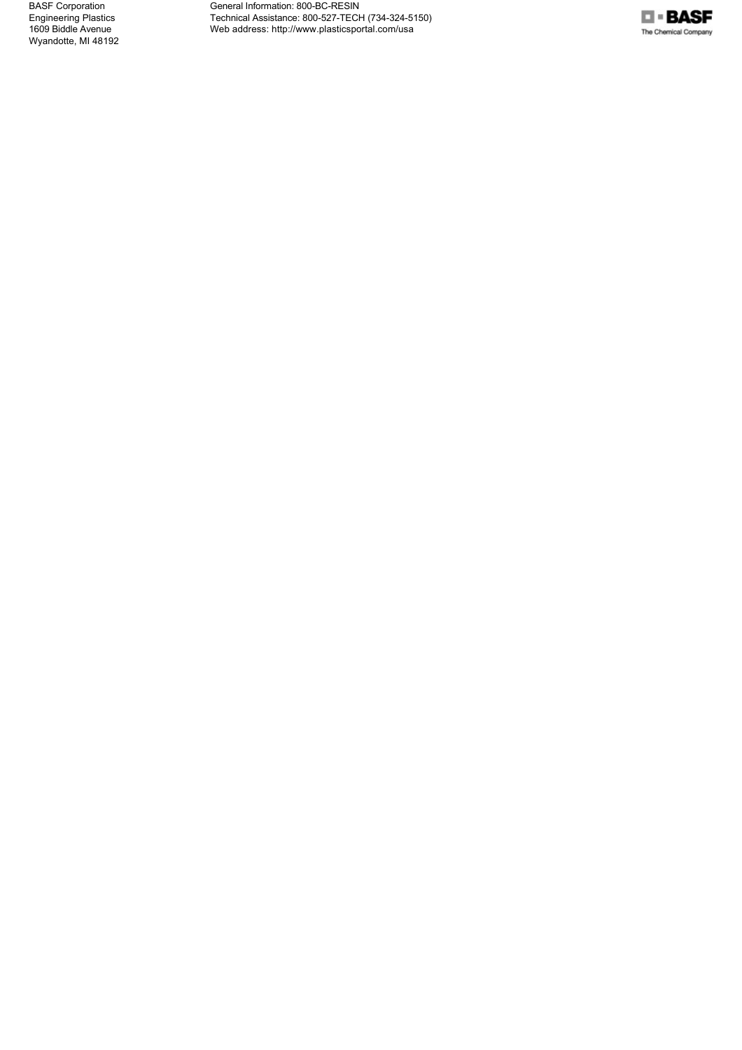BASF Corporation
Engineering Plastics
1609 Biddle Avenue
Wyandotte, MI 48192

General Information: 800-BC-RESIN
Technical Assistance: 800-527-TECH (734-324-5150)
Web address: http://www.plasticsportal.com/usa

BASF
The Chemical Company